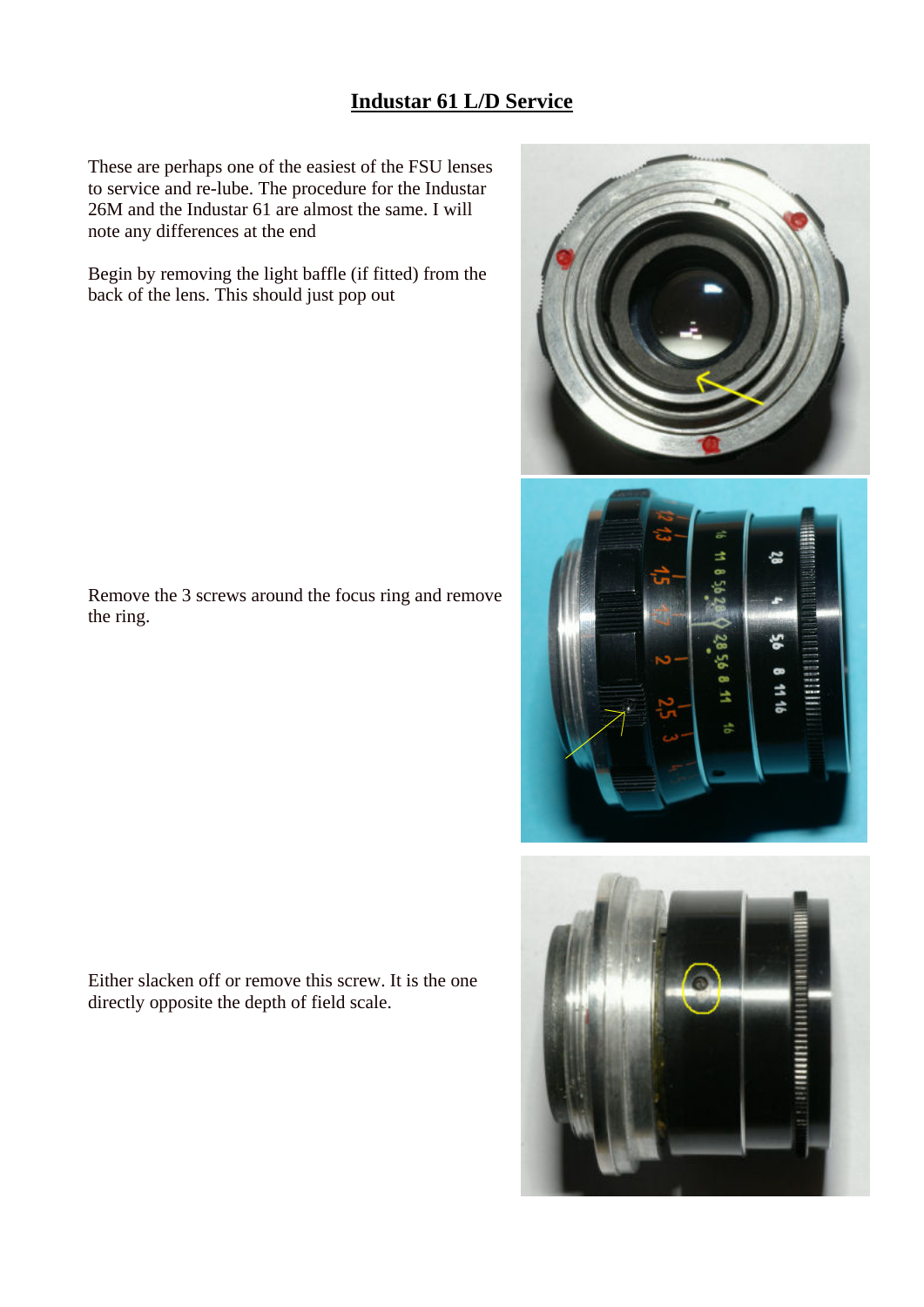# Industar 61 L/D Service

These are perhaps one of the easiest of the FSU lenses to service and re-lube. The procedure for the Industar 26M and the Industar 61 are almost the same. I will note any differences at the end

Begin by removing the light baffle (if fitted) from the back of the lens. This should just pop out

Remove the 3 screws around the focus ring and remove the ring.

Either slacken off or remove this screw. It is the one directly opposite the depth of field scale.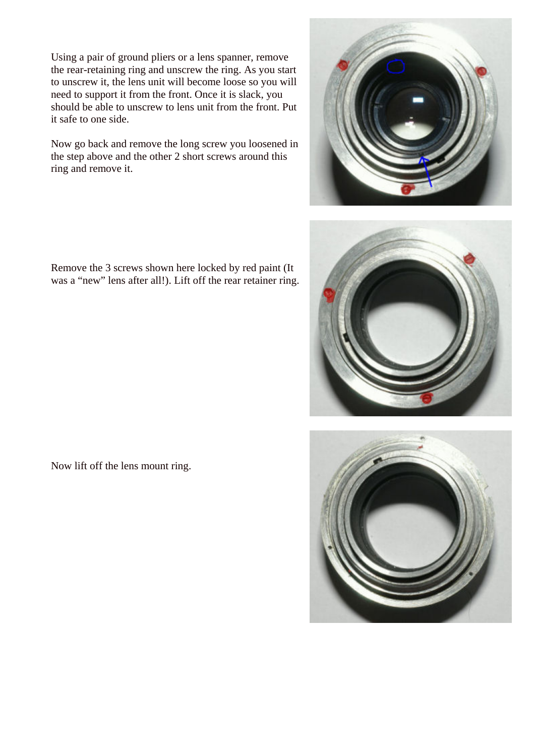Using a pair of ground pliers or a lens spanner, remove the rear-retaining ring and unscrew the ring. As you start to unscrew it, the lens unit will become loose so you will need to support it from the front. Once it is slack, you should be able to unscrew to lens unit from the front. Put it safe to one side.

Now go back and remove the long screw you loosened in the step above and the other 2 short screws around this ring and remove it.

Remove the 3 screws shown here locked by red paint (It was a “new” lens after all!). Lift off the rear retainer ring.

Now lift off the lens mount ring.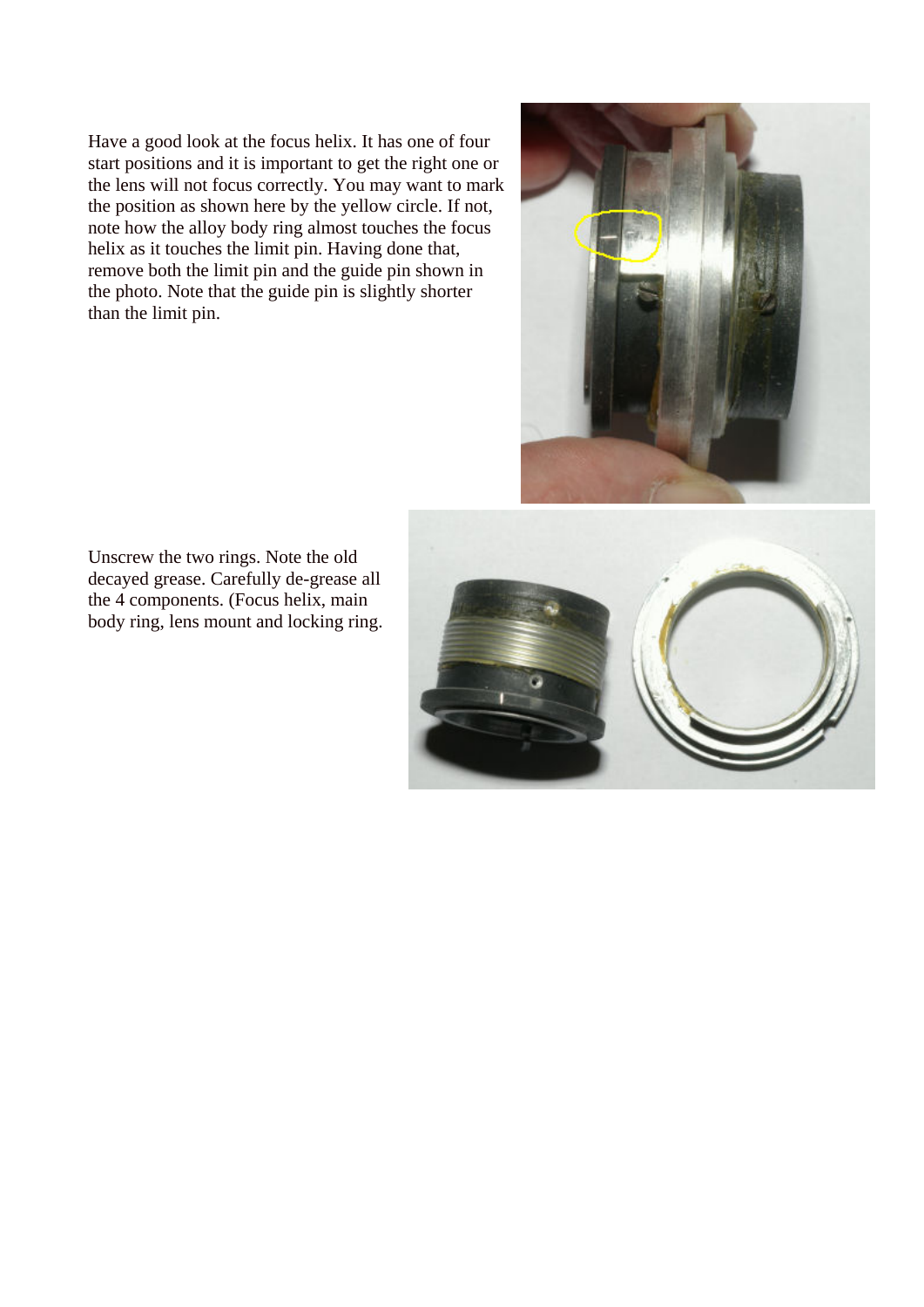Have a good look at the focus helix. It has one of four start positions and it is important to get the right one or the lens will not focus correctly. You may want to mark the position as shown here by the yellow circle. If not, note how the alloy body ring almost touches the focus helix as it touches the limit pin. Having done that, remove both the limit pin and the guide pin shown in the photo. Note that the guide pin is slightly shorter than the limit pin.

Unscrew the two rings. Note the old decayed grease. Carefully de-grease all the 4 components. (Focus helix, main body ring, lens mount and locking ring.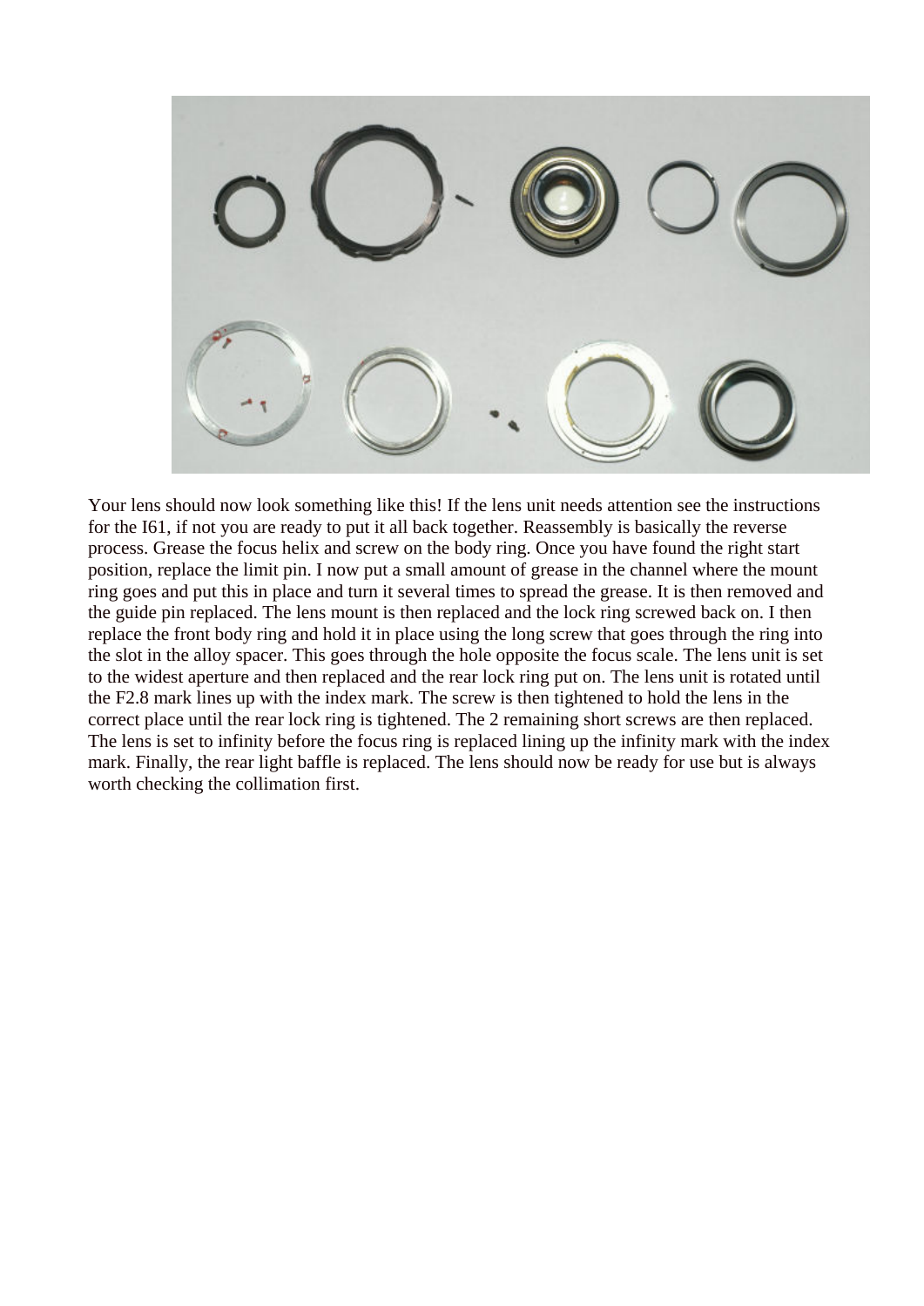Your lens should now look something like this! If the lens unit needs attention see the instructions for the I61, if not you are ready to put it all back together. Reassembly is basically the reverse process. Grease the focus helix and screw on the body ring. Once you have found the right start position, replace the limit pin. I now put a small amount of grease in the channel where the mount ring goes and put this in place and turn it several times to spread the grease. It is then removed and the guide pin replaced. The lens mount is then replaced and the lock ring screwed back on. I then replace the front body ring and hold it in place using the long screw that goes through the ring into the slot in the alloy spacer. This goes through the hole opposite the focus scale. The lens unit is set to the widest aperture and then replaced and the rear lock ring put on. The lens unit is rotated until the F2.8 mark lines up with the index mark. The screw is then tightened to hold the lens in the correct place until the rear lock ring is tightened. The 2 remaining short screws are then replaced. The lens is set to infinity before the focus ring is replaced lining up the infinity mark with the index mark. Finally, the rear light baffle is replaced. The lens should now be ready for use but is always worth checking the collimation first.